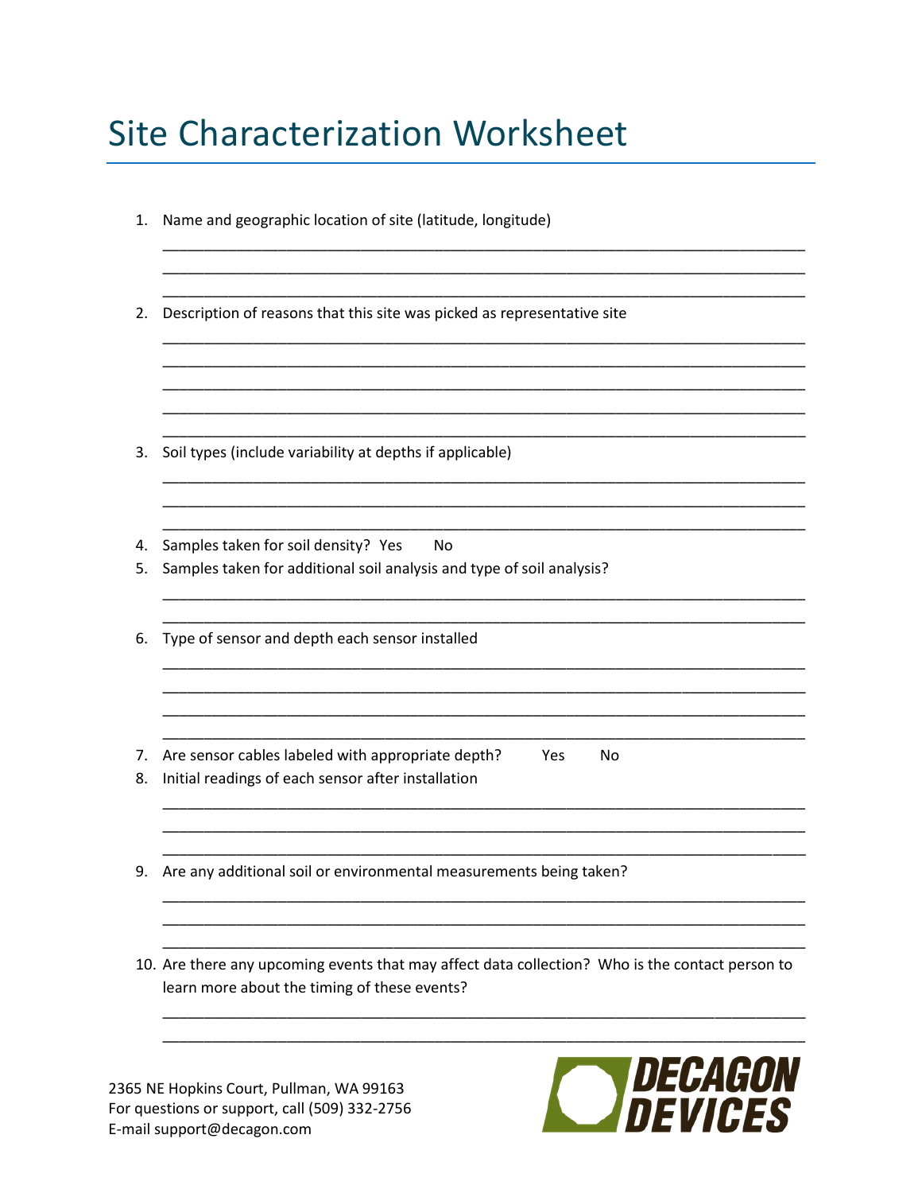# Site Characterization Worksheet

1. Name and geographic location of site (latitude, longitude)

   \_\_\_\_\_\_\_\_\_\_\_\_\_\_\_\_\_\_\_\_\_\_\_\_\_\_\_\_\_\_\_\_\_\_\_\_\_\_\_\_\_\_\_\_\_\_\_\_\_\_\_\_\_\_\_\_\_\_\_\_\_\_\_\_\_\_\_\_\_\_\_\_\_\_\_\_
   \_\_\_\_\_\_\_\_\_\_\_\_\_\_\_\_\_\_\_\_\_\_\_\_\_\_\_\_\_\_\_\_\_\_\_\_\_\_\_\_\_\_\_\_\_\_\_\_\_\_\_\_\_\_\_\_\_\_\_\_\_\_\_\_\_\_\_\_\_\_\_\_\_\_\_\_
   \_\_\_\_\_\_\_\_\_\_\_\_\_\_\_\_\_\_\_\_\_\_\_\_\_\_\_\_\_\_\_\_\_\_\_\_\_\_\_\_\_\_\_\_\_\_\_\_\_\_\_\_\_\_\_\_\_\_\_\_\_\_\_\_\_\_\_\_\_\_\_\_\_\_\_\_

2. Description of reasons that this site was picked as representative site

   \_\_\_\_\_\_\_\_\_\_\_\_\_\_\_\_\_\_\_\_\_\_\_\_\_\_\_\_\_\_\_\_\_\_\_\_\_\_\_\_\_\_\_\_\_\_\_\_\_\_\_\_\_\_\_\_\_\_\_\_\_\_\_\_\_\_\_\_\_\_\_\_\_\_\_\_
   \_\_\_\_\_\_\_\_\_\_\_\_\_\_\_\_\_\_\_\_\_\_\_\_\_\_\_\_\_\_\_\_\_\_\_\_\_\_\_\_\_\_\_\_\_\_\_\_\_\_\_\_\_\_\_\_\_\_\_\_\_\_\_\_\_\_\_\_\_\_\_\_\_\_\_\_
   \_\_\_\_\_\_\_\_\_\_\_\_\_\_\_\_\_\_\_\_\_\_\_\_\_\_\_\_\_\_\_\_\_\_\_\_\_\_\_\_\_\_\_\_\_\_\_\_\_\_\_\_\_\_\_\_\_\_\_\_\_\_\_\_\_\_\_\_\_\_\_\_\_\_\_\_
   \_\_\_\_\_\_\_\_\_\_\_\_\_\_\_\_\_\_\_\_\_\_\_\_\_\_\_\_\_\_\_\_\_\_\_\_\_\_\_\_\_\_\_\_\_\_\_\_\_\_\_\_\_\_\_\_\_\_\_\_\_\_\_\_\_\_\_\_\_\_\_\_\_\_\_\_
   \_\_\_\_\_\_\_\_\_\_\_\_\_\_\_\_\_\_\_\_\_\_\_\_\_\_\_\_\_\_\_\_\_\_\_\_\_\_\_\_\_\_\_\_\_\_\_\_\_\_\_\_\_\_\_\_\_\_\_\_\_\_\_\_\_\_\_\_\_\_\_\_\_\_\_\_

3. Soil types (include variability at depths if applicable)

   \_\_\_\_\_\_\_\_\_\_\_\_\_\_\_\_\_\_\_\_\_\_\_\_\_\_\_\_\_\_\_\_\_\_\_\_\_\_\_\_\_\_\_\_\_\_\_\_\_\_\_\_\_\_\_\_\_\_\_\_\_\_\_\_\_\_\_\_\_\_\_\_\_\_\_\_
   \_\_\_\_\_\_\_\_\_\_\_\_\_\_\_\_\_\_\_\_\_\_\_\_\_\_\_\_\_\_\_\_\_\_\_\_\_\_\_\_\_\_\_\_\_\_\_\_\_\_\_\_\_\_\_\_\_\_\_\_\_\_\_\_\_\_\_\_\_\_\_\_\_\_\_\_
   \_\_\_\_\_\_\_\_\_\_\_\_\_\_\_\_\_\_\_\_\_\_\_\_\_\_\_\_\_\_\_\_\_\_\_\_\_\_\_\_\_\_\_\_\_\_\_\_\_\_\_\_\_\_\_\_\_\_\_\_\_\_\_\_\_\_\_\_\_\_\_\_\_\_\_\_

4. Samples taken for soil density? Yes No

5. Samples taken for additional soil analysis and type of soil analysis?

   \_\_\_\_\_\_\_\_\_\_\_\_\_\_\_\_\_\_\_\_\_\_\_\_\_\_\_\_\_\_\_\_\_\_\_\_\_\_\_\_\_\_\_\_\_\_\_\_\_\_\_\_\_\_\_\_\_\_\_\_\_\_\_\_\_\_\_\_\_\_\_\_\_\_\_\_
   \_\_\_\_\_\_\_\_\_\_\_\_\_\_\_\_\_\_\_\_\_\_\_\_\_\_\_\_\_\_\_\_\_\_\_\_\_\_\_\_\_\_\_\_\_\_\_\_\_\_\_\_\_\_\_\_\_\_\_\_\_\_\_\_\_\_\_\_\_\_\_\_\_\_\_\_

6. Type of sensor and depth each sensor installed

   \_\_\_\_\_\_\_\_\_\_\_\_\_\_\_\_\_\_\_\_\_\_\_\_\_\_\_\_\_\_\_\_\_\_\_\_\_\_\_\_\_\_\_\_\_\_\_\_\_\_\_\_\_\_\_\_\_\_\_\_\_\_\_\_\_\_\_\_\_\_\_\_\_\_\_\_
   \_\_\_\_\_\_\_\_\_\_\_\_\_\_\_\_\_\_\_\_\_\_\_\_\_\_\_\_\_\_\_\_\_\_\_\_\_\_\_\_\_\_\_\_\_\_\_\_\_\_\_\_\_\_\_\_\_\_\_\_\_\_\_\_\_\_\_\_\_\_\_\_\_\_\_\_
   \_\_\_\_\_\_\_\_\_\_\_\_\_\_\_\_\_\_\_\_\_\_\_\_\_\_\_\_\_\_\_\_\_\_\_\_\_\_\_\_\_\_\_\_\_\_\_\_\_\_\_\_\_\_\_\_\_\_\_\_\_\_\_\_\_\_\_\_\_\_\_\_\_\_\_\_
   \_\_\_\_\_\_\_\_\_\_\_\_\_\_\_\_\_\_\_\_\_\_\_\_\_\_\_\_\_\_\_\_\_\_\_\_\_\_\_\_\_\_\_\_\_\_\_\_\_\_\_\_\_\_\_\_\_\_\_\_\_\_\_\_\_\_\_\_\_\_\_\_\_\_\_\_

7. Are sensor cables labeled with appropriate depth? Yes No

8. Initial readings of each sensor after installation

   \_\_\_\_\_\_\_\_\_\_\_\_\_\_\_\_\_\_\_\_\_\_\_\_\_\_\_\_\_\_\_\_\_\_\_\_\_\_\_\_\_\_\_\_\_\_\_\_\_\_\_\_\_\_\_\_\_\_\_\_\_\_\_\_\_\_\_\_\_\_\_\_\_\_\_\_
   \_\_\_\_\_\_\_\_\_\_\_\_\_\_\_\_\_\_\_\_\_\_\_\_\_\_\_\_\_\_\_\_\_\_\_\_\_\_\_\_\_\_\_\_\_\_\_\_\_\_\_\_\_\_\_\_\_\_\_\_\_\_\_\_\_\_\_\_\_\_\_\_\_\_\_\_
   \_\_\_\_\_\_\_\_\_\_\_\_\_\_\_\_\_\_\_\_\_\_\_\_\_\_\_\_\_\_\_\_\_\_\_\_\_\_\_\_\_\_\_\_\_\_\_\_\_\_\_\_\_\_\_\_\_\_\_\_\_\_\_\_\_\_\_\_\_\_\_\_\_\_\_\_

9. Are any additional soil or environmental measurements being taken?

   \_\_\_\_\_\_\_\_\_\_\_\_\_\_\_\_\_\_\_\_\_\_\_\_\_\_\_\_\_\_\_\_\_\_\_\_\_\_\_\_\_\_\_\_\_\_\_\_\_\_\_\_\_\_\_\_\_\_\_\_\_\_\_\_\_\_\_\_\_\_\_\_\_\_\_\_
   \_\_\_\_\_\_\_\_\_\_\_\_\_\_\_\_\_\_\_\_\_\_\_\_\_\_\_\_\_\_\_\_\_\_\_\_\_\_\_\_\_\_\_\_\_\_\_\_\_\_\_\_\_\_\_\_\_\_\_\_\_\_\_\_\_\_\_\_\_\_\_\_\_\_\_\_
   \_\_\_\_\_\_\_\_\_\_\_\_\_\_\_\_\_\_\_\_\_\_\_\_\_\_\_\_\_\_\_\_\_\_\_\_\_\_\_\_\_\_\_\_\_\_\_\_\_\_\_\_\_\_\_\_\_\_\_\_\_\_\_\_\_\_\_\_\_\_\_\_\_\_\_\_

10. Are there any upcoming events that may affect data collection? Who is the contact person to learn more about the timing of these events?

    \_\_\_\_\_\_\_\_\_\_\_\_\_\_\_\_\_\_\_\_\_\_\_\_\_\_\_\_\_\_\_\_\_\_\_\_\_\_\_\_\_\_\_\_\_\_\_\_\_\_\_\_\_\_\_\_\_\_\_\_\_\_\_\_\_\_\_\_\_\_\_\_\_\_\_\_
    \_\_\_\_\_\_\_\_\_\_\_\_\_\_\_\_\_\_\_\_\_\_\_\_\_\_\_\_\_\_\_\_\_\_\_\_\_\_\_\_\_\_\_\_\_\_\_\_\_\_\_\_\_\_\_\_\_\_\_\_\_\_\_\_\_\_\_\_\_\_\_\_\_\_\_\_

2365 NE Hopkins Court, Pullman, WA 99163
For questions or support, call (509) 332-2756
E-mail support@decagon.com

DECAGON DEVICES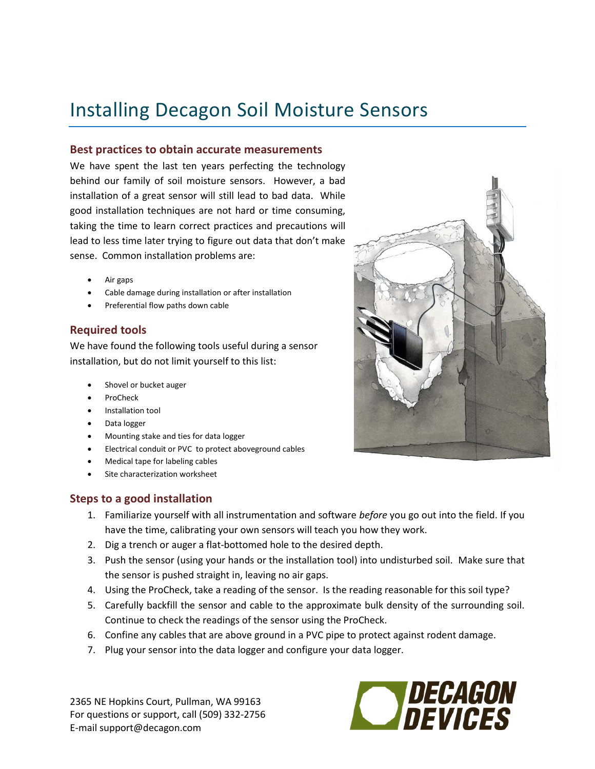# Installing Decagon Soil Moisture Sensors

## Best practices to obtain accurate measurements

We have spent the last ten years perfecting the technology behind our family of soil moisture sensors. However, a bad installation of a great sensor will still lead to bad data. While good installation techniques are not hard or time consuming, taking the time to learn correct practices and precautions will lead to less time later trying to figure out data that don't make sense. Common installation problems are:

- Air gaps
- Cable damage during installation or after installation
- Preferential flow paths down cable

## Required tools

We have found the following tools useful during a sensor installation, but do not limit yourself to this list:

- Shovel or bucket auger
- ProCheck
- Installation tool
- Data logger
- Mounting stake and ties for data logger
- Electrical conduit or PVC to protect aboveground cables
- Medical tape for labeling cables
- Site characterization worksheet

## Steps to a good installation

1. Familiarize yourself with all instrumentation and software *before* you go out into the field. If you have the time, calibrating your own sensors will teach you how they work.
2. Dig a trench or auger a flat-bottomed hole to the desired depth.
3. Push the sensor (using your hands or the installation tool) into undisturbed soil. Make sure that the sensor is pushed straight in, leaving no air gaps.
4. Using the ProCheck, take a reading of the sensor. Is the reading reasonable for this soil type?
5. Carefully backfill the sensor and cable to the approximate bulk density of the surrounding soil. Continue to check the readings of the sensor using the ProCheck.
6. Confine any cables that are above ground in a PVC pipe to protect against rodent damage.
7. Plug your sensor into the data logger and configure your data logger.

2365 NE Hopkins Court, Pullman, WA 99163
For questions or support, call (509) 332-2756
E-mail support@decagon.com

DECAGON DEVICES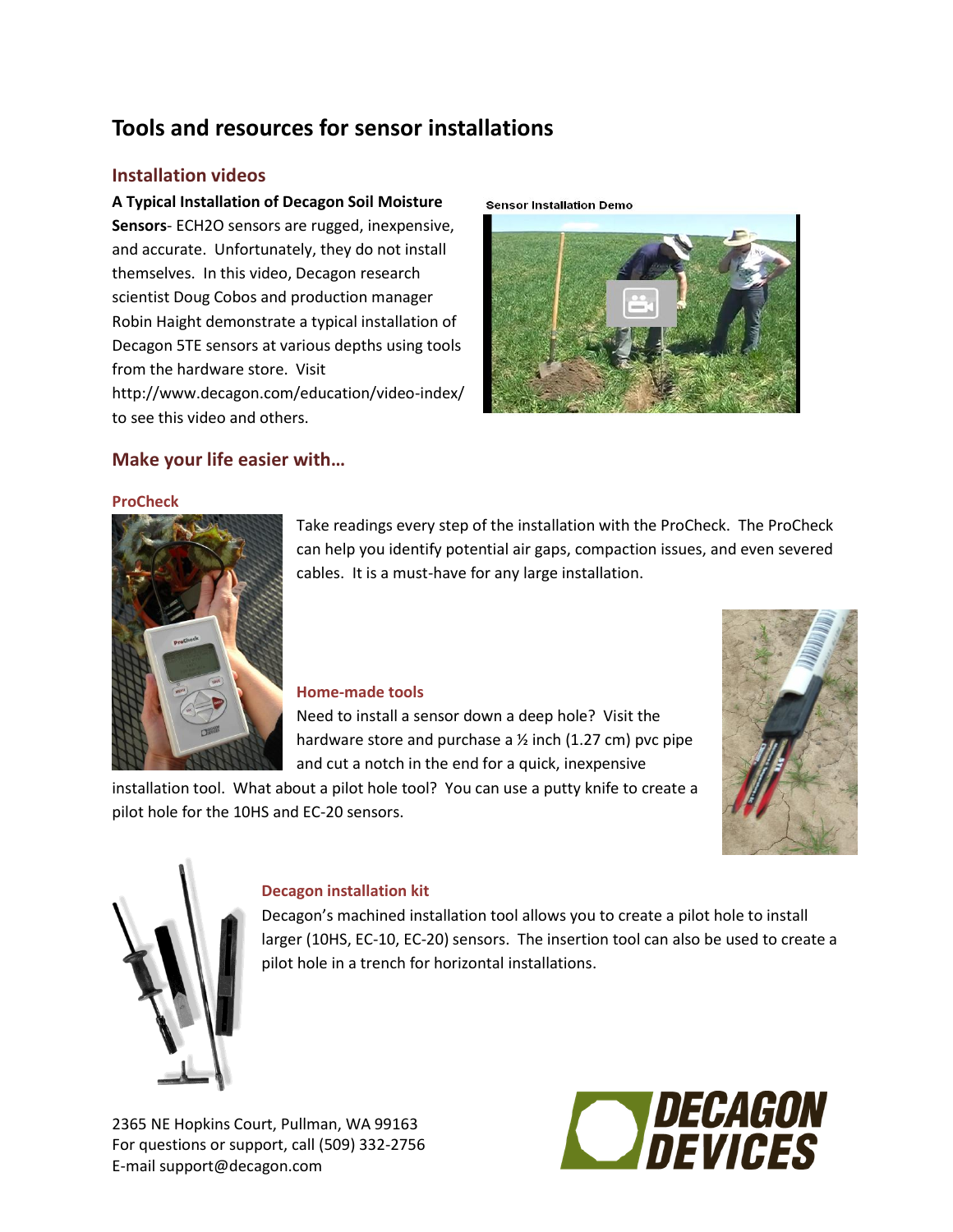# Tools and resources for sensor installations

## Installation videos

**A Typical Installation of Decagon Soil Moisture Sensors**- ECH2O sensors are rugged, inexpensive, and accurate. Unfortunately, they do not install themselves. In this video, Decagon research scientist Doug Cobos and production manager Robin Haight demonstrate a typical installation of Decagon 5TE sensors at various depths using tools from the hardware store. Visit http://www.decagon.com/education/video-index/ to see this video and others.

Sensor Installation Demo

## Make your life easier with…

### ProCheck

Take readings every step of the installation with the ProCheck. The ProCheck can help you identify potential air gaps, compaction issues, and even severed cables. It is a must-have for any large installation.

### Home-made tools

Need to install a sensor down a deep hole? Visit the hardware store and purchase a ½ inch (1.27 cm) pvc pipe and cut a notch in the end for a quick, inexpensive installation tool. What about a pilot hole tool? You can use a putty knife to create a pilot hole for the 10HS and EC-20 sensors.

### Decagon installation kit

Decagon's machined installation tool allows you to create a pilot hole to install larger (10HS, EC-10, EC-20) sensors. The insertion tool can also be used to create a pilot hole in a trench for horizontal installations.

2365 NE Hopkins Court, Pullman, WA 99163
For questions or support, call (509) 332-2756
E-mail support@decagon.com

DECAGON DEVICES